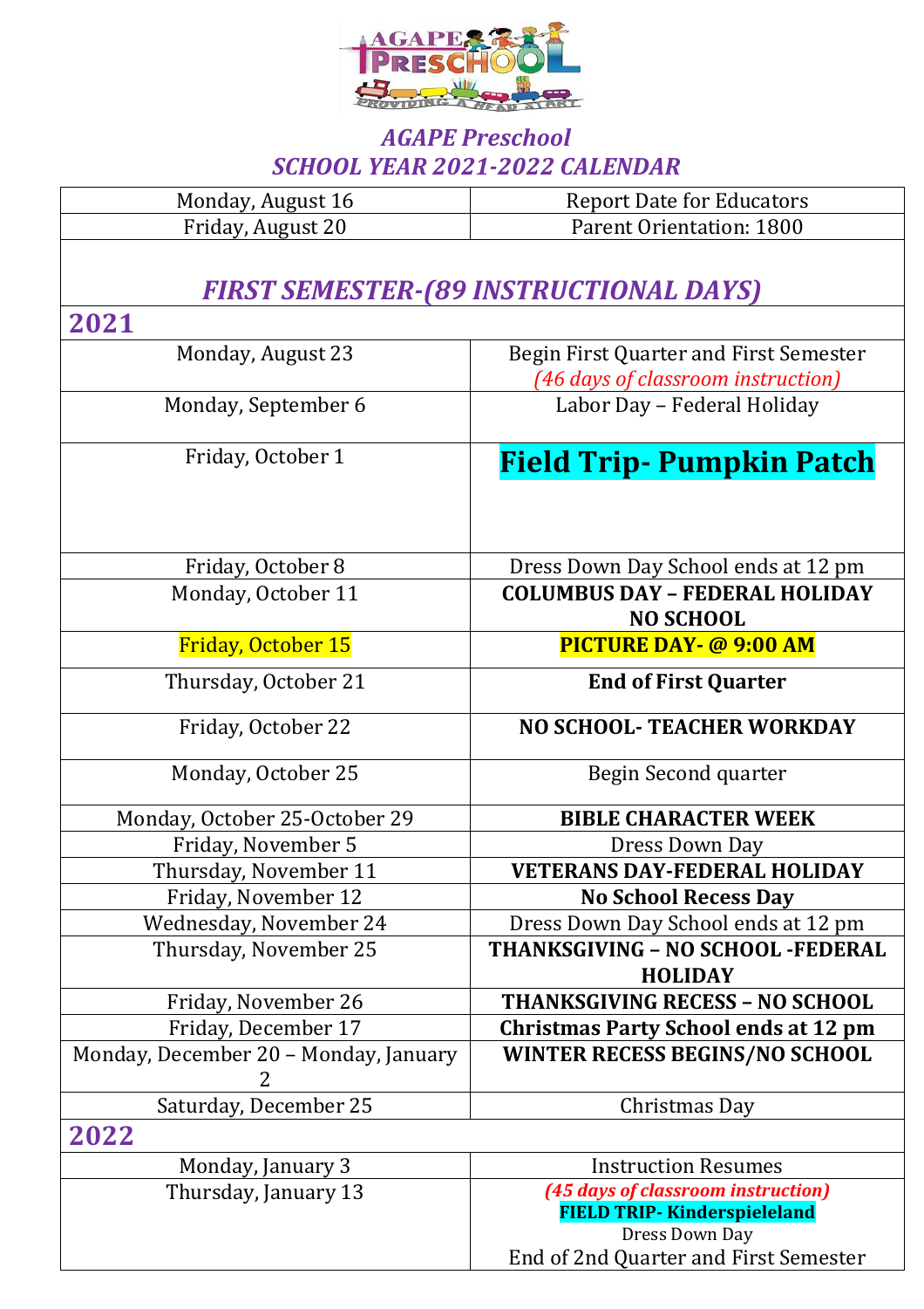# AGAPE Preschool

## SCHOOL YEAR 2021-2022 CALENDAR

| | |
|---|---|
| Monday, August 16 | Report Date for Educators |
| Friday, August 20 | Parent Orientation: 1800 |

## FIRST SEMESTER-(89 INSTRUCTIONAL DAYS)

### 2021

| | |
|---|---|
| Monday, August 23 | Begin First Quarter and First Semester *(46 days of classroom instruction)* |
| Monday, September 6 | Labor Day – Federal Holiday |
| Friday, October 1 | **Field Trip- Pumpkin Patch** |
| Friday, October 8 | Dress Down Day School ends at 12 pm |
| Monday, October 11 | **COLUMBUS DAY – FEDERAL HOLIDAY NO SCHOOL** |
| Friday, October 15 | **PICTURE DAY- @ 9:00 AM** |
| Thursday, October 21 | **End of First Quarter** |
| Friday, October 22 | **NO SCHOOL- TEACHER WORKDAY** |
| Monday, October 25 | Begin Second quarter |
| Monday, October 25-October 29 | **BIBLE CHARACTER WEEK** |
| Friday, November 5 | Dress Down Day |
| Thursday, November 11 | **VETERANS DAY-FEDERAL HOLIDAY** |
| Friday, November 12 | **No School Recess Day** |
| Wednesday, November 24 | Dress Down Day School ends at 12 pm |
| Thursday, November 25 | **THANKSGIVING – NO SCHOOL -FEDERAL HOLIDAY** |
| Friday, November 26 | **THANKSGIVING RECESS – NO SCHOOL** |
| Friday, December 17 | **Christmas Party School ends at 12 pm** |
| Monday, December 20 – Monday, January 2 | **WINTER RECESS BEGINS/NO SCHOOL** |
| Saturday, December 25 | Christmas Day |

### 2022

| | |
|---|---|
| Monday, January 3 | Instruction Resumes |
| Thursday, January 13 | ***(45 days of classroom instruction)*** **FIELD TRIP- Kinderspieleland** Dress Down Day End of 2nd Quarter and First Semester |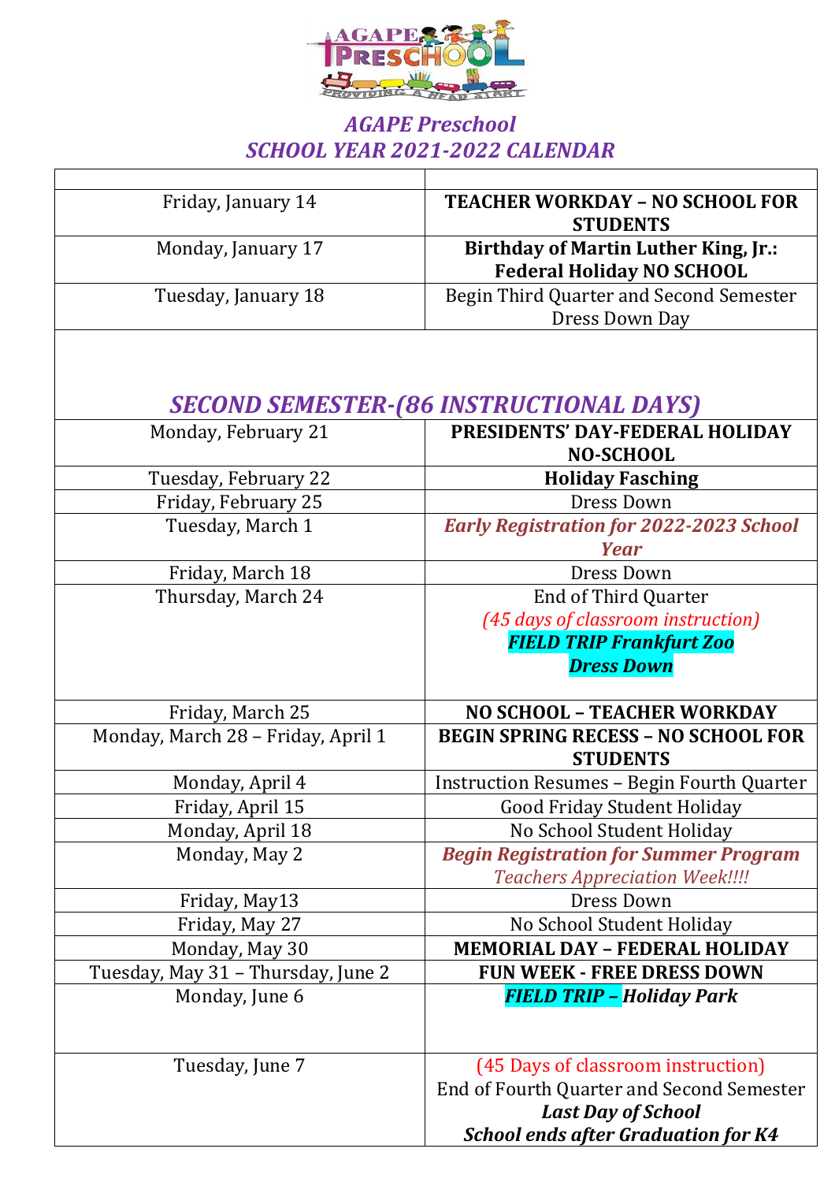# AGAPE Preschool
## SCHOOL YEAR 2021-2022 CALENDAR

| | |
|---|---|
| Friday, January 14 | **TEACHER WORKDAY – NO SCHOOL FOR STUDENTS** |
| Monday, January 17 | **Birthday of Martin Luther King, Jr.: Federal Holiday NO SCHOOL** |
| Tuesday, January 18 | Begin Third Quarter and Second Semester Dress Down Day |

## *SECOND SEMESTER-(86 INSTRUCTIONAL DAYS)*

| | |
|---|---|
| Monday, February 21 | **PRESIDENTS' DAY-FEDERAL HOLIDAY NO-SCHOOL** |
| Tuesday, February 22 | **Holiday Fasching** |
| Friday, February 25 | Dress Down |
| Tuesday, March 1 | ***Early Registration for 2022-2023 School Year*** |
| Friday, March 18 | Dress Down |
| Thursday, March 24 | End of Third Quarter<br>*(45 days of classroom instruction)*<br>***FIELD TRIP Frankfurt Zoo***<br>***Dress Down*** |
| Friday, March 25 | **NO SCHOOL – TEACHER WORKDAY** |
| Monday, March 28 – Friday, April 1 | **BEGIN SPRING RECESS – NO SCHOOL FOR STUDENTS** |
| Monday, April 4 | Instruction Resumes – Begin Fourth Quarter |
| Friday, April 15 | Good Friday Student Holiday |
| Monday, April 18 | No School Student Holiday |
| Monday, May 2 | ***Begin Registration for Summer Program***<br>*Teachers Appreciation Week!!!!* |
| Friday, May13 | Dress Down |
| Friday, May 27 | No School Student Holiday |
| Monday, May 30 | **MEMORIAL DAY – FEDERAL HOLIDAY** |
| Tuesday, May 31 – Thursday, June 2 | **FUN WEEK - FREE DRESS DOWN** |
| Monday, June 6 | ***FIELD TRIP – Holiday Park*** |
| Tuesday, June 7 | (45 Days of classroom instruction)<br>End of Fourth Quarter and Second Semester<br>***Last Day of School***<br>***School ends after Graduation for K4*** |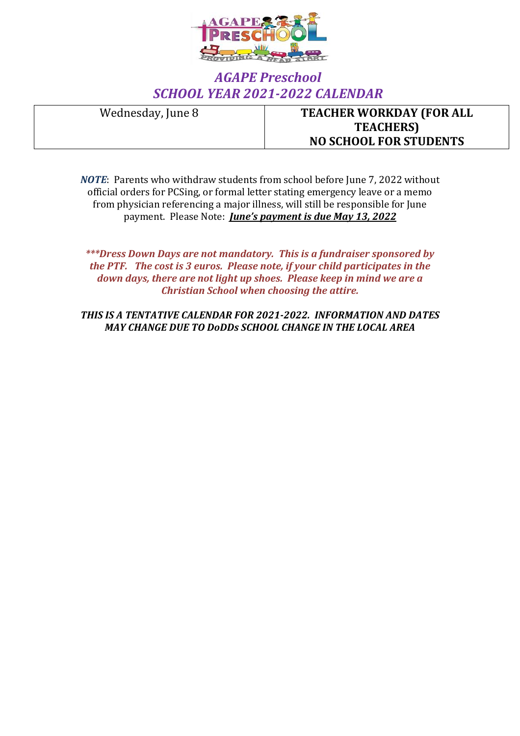## *AGAPE Preschool*
## *SCHOOL YEAR 2021-2022 CALENDAR*

| | |
|---|---|
| Wednesday, June 8 | **TEACHER WORKDAY (FOR ALL TEACHERS) NO SCHOOL FOR STUDENTS** |

***NOTE***: Parents who withdraw students from school before June 7, 2022 without official orders for PCSing, or formal letter stating emergency leave or a memo from physician referencing a major illness, will still be responsible for June payment. Please Note: ***June's payment is due May 13, 2022***

****\*\*\*Dress Down Days are not mandatory. This is a fundraiser sponsored by the PTF. The cost is 3 euros. Please note, if your child participates in the down days, there are not light up shoes. Please keep in mind we are a Christian School when choosing the attire.***

***THIS IS A TENTATIVE CALENDAR FOR 2021-2022. INFORMATION AND DATES MAY CHANGE DUE TO DoDDs SCHOOL CHANGE IN THE LOCAL AREA***